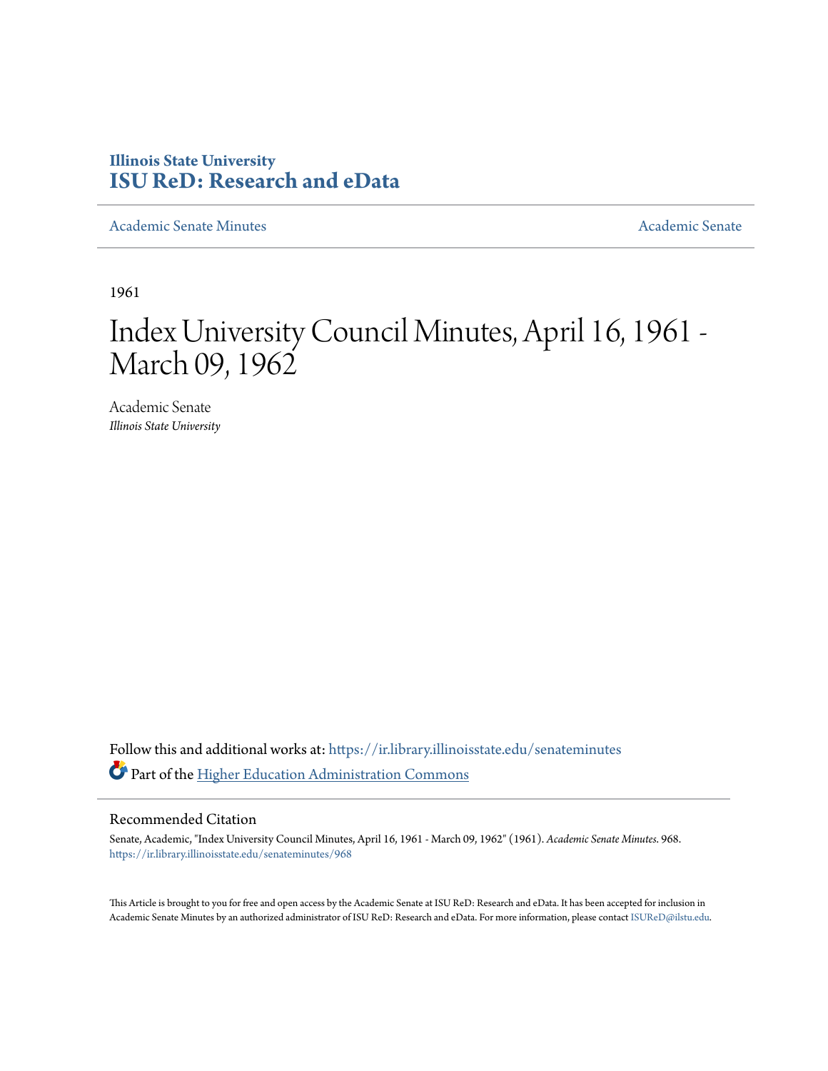Illinois State University
# ISU ReD: Research and eData

Academic Senate Minutes | Academic Senate

1961

# Index University Council Minutes, April 16, 1961 - March 09, 1962

Academic Senate
*Illinois State University*

Follow this and additional works at: https://ir.library.illinoisstate.edu/senateminutes

Part of the Higher Education Administration Commons

## Recommended Citation

Senate, Academic, "Index University Council Minutes, April 16, 1961 - March 09, 1962" (1961). *Academic Senate Minutes*. 968.
https://ir.library.illinoisstate.edu/senateminutes/968

This Article is brought to you for free and open access by the Academic Senate at ISU ReD: Research and eData. It has been accepted for inclusion in Academic Senate Minutes by an authorized administrator of ISU ReD: Research and eData. For more information, please contact ISUReD@ilstu.edu.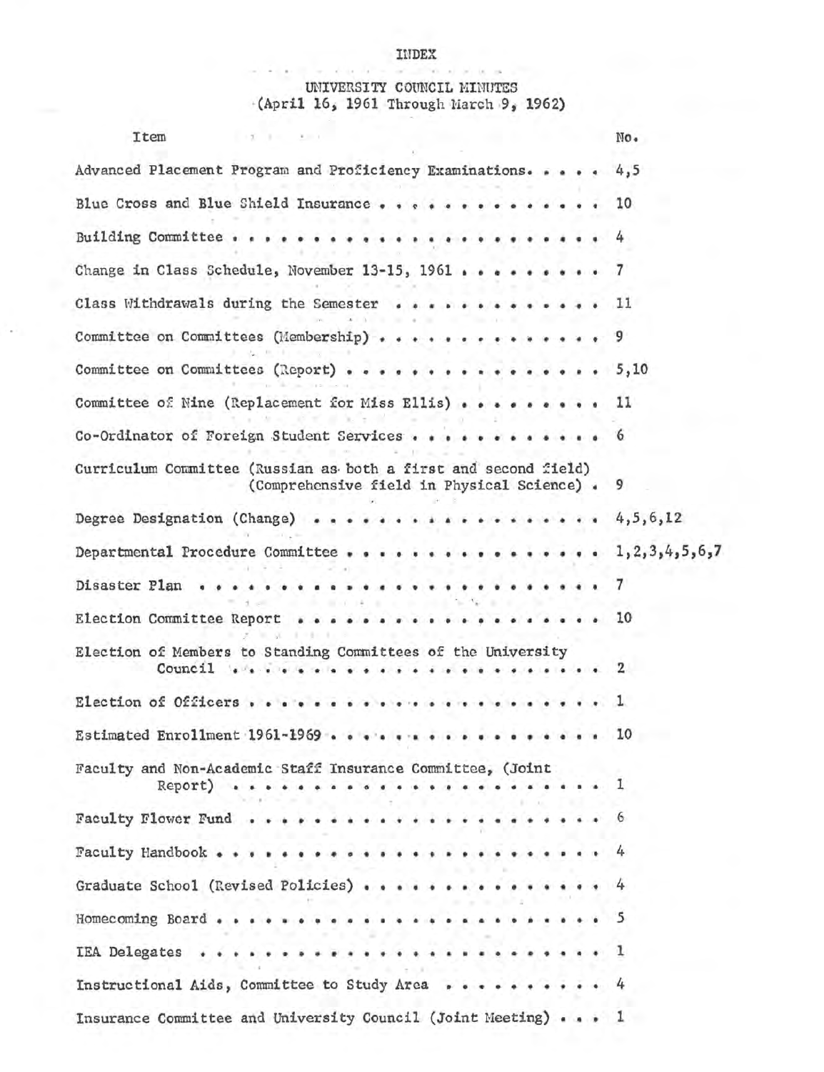# INDEX

## UNIVERSITY COUNCIL MINUTES
(April 16, 1961 Through March 9, 1962)

| Item | No. |
|---|---|
| Advanced Placement Program and Proficiency Examinations | 4,5 |
| Blue Cross and Blue Shield Insurance | 10 |
| Building Committee | 4 |
| Change in Class Schedule, November 13-15, 1961 | 7 |
| Class Withdrawals during the Semester | 11 |
| Committee on Committees (Membership) | 9 |
| Committee on Committees (Report) | 5,10 |
| Committee of Nine (Replacement for Miss Ellis) | 11 |
| Co-Ordinator of Foreign Student Services | 6 |
| Curriculum Committee (Russian as both a first and second field) (Comprehensive field in Physical Science) | 9 |
| Degree Designation (Change) | 4,5,6,12 |
| Departmental Procedure Committee | 1,2,3,4,5,6,7 |
| Disaster Plan | 7 |
| Election Committee Report | 10 |
| Election of Members to Standing Committees of the University Council | 2 |
| Election of Officers | 1 |
| Estimated Enrollment 1961-1969 | 10 |
| Faculty and Non-Academic Staff Insurance Committee, (Joint Report) | 1 |
| Faculty Flower Fund | 6 |
| Faculty Handbook | 4 |
| Graduate School (Revised Policies) | 4 |
| Homecoming Board | 5 |
| IEA Delegates | 1 |
| Instructional Aids, Committee to Study Area | 4 |
| Insurance Committee and University Council (Joint Meeting) | 1 |